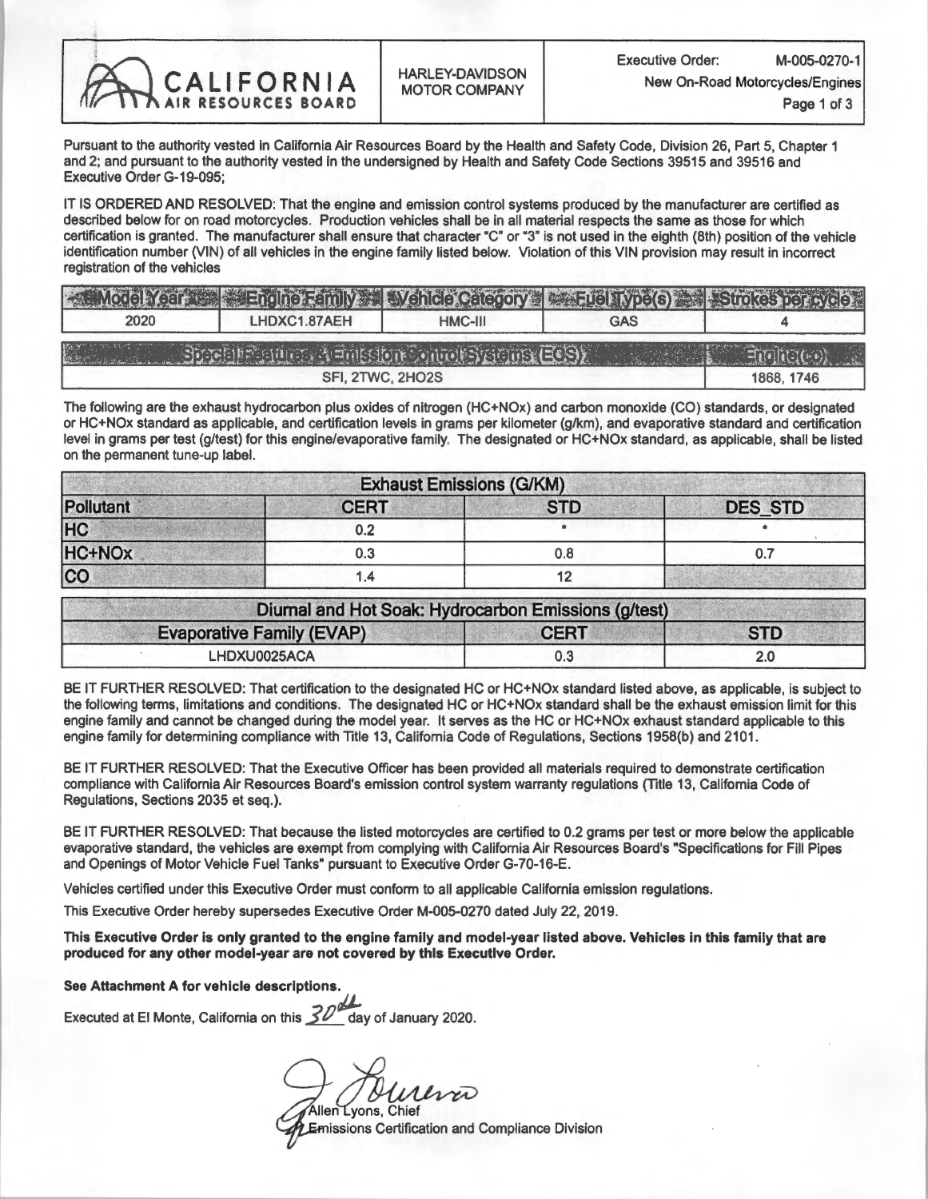| CALIFORNIA AIR RESOURCES BOARD | HARLEY-DAVIDSON MOTOR COMPANY | Executive Order: M-005-0270-1 New On-Road Motorcycles/Engines |
|---|---|---|

Pursuant to the authority vested in California Air Resources Board by the Health and Safety Code, Division 26, Part 5, Chapter 1 and 2; and pursuant to the authority vested in the undersigned by Health and Safety Code Sections 39515 and 39516 and Executive Order G-19-095;

IT IS ORDERED AND RESOLVED: That the engine and emission control systems produced by the manufacturer are certified as described below for on road motorcycles. Production vehicles shall be in all material respects the same as those for which certification is granted. The manufacturer shall ensure that character "C" or "3" is not used in the eighth (8th) position of the vehicle identification number (VIN) of all vehicles in the engine family listed below. Violation of this VIN provision may result in incorrect registration of the vehicles

| Model Year | Engine Family | Vehicle Category | Fuel Type(s) | Strokes per cycle |
|---|---|---|---|---|
| 2020 | LHDXC1.87AEH | HMC-III | GAS | 4 |

| Special Features & Emission Control Systems (ECS) | Engine(cc) |
|---|---|
| SFI, 2TWC, 2HO2S | 1868, 1746 |

The following are the exhaust hydrocarbon plus oxides of nitrogen (HC+NOx) and carbon monoxide (CO) standards, or designated or HC+NOx standard as applicable, and certification levels in grams per kilometer (g/km), and evaporative standard and certification level in grams per test (g/test) for this engine/evaporative family. The designated or HC+NOx standard, as applicable, shall be listed on the permanent tune-up label.

| Exhaust Emissions (G/KM) | | | |
|---|---|---|---|
| Pollutant | CERT | STD | DES_STD |
| HC | 0.2 | * | * |
| HC+NOx | 0.3 | 0.8 | 0.7 |
| CO | 1.4 | 12 | |

| Diurnal and Hot Soak: Hydrocarbon Emissions (g/test) | | |
|---|---|---|
| Evaporative Family (EVAP) | CERT | STD |
| LHDXU0025ACA | 0.3 | 2.0 |

BE IT FURTHER RESOLVED: That certification to the designated HC or HC+NOx standard listed above, as applicable, is subject to the following terms, limitations and conditions. The designated HC or HC+NOx standard shall be the exhaust emission limit for this engine family and cannot be changed during the model year. It serves as the HC or HC+NOx exhaust standard applicable to this engine family for determining compliance with Title 13, California Code of Regulations, Sections 1958(b) and 2101.

BE IT FURTHER RESOLVED: That the Executive Officer has been provided all materials required to demonstrate certification compliance with California Air Resources Board's emission control system warranty regulations (Title 13, California Code of Regulations, Sections 2035 et seq.).

BE IT FURTHER RESOLVED: That because the listed motorcycles are certified to 0.2 grams per test or more below the applicable evaporative standard, the vehicles are exempt from complying with California Air Resources Board's "Specifications for Fill Pipes and Openings of Motor Vehicle Fuel Tanks" pursuant to Executive Order G-70-16-E.

Vehicles certified under this Executive Order must conform to all applicable California emission regulations.

This Executive Order hereby supersedes Executive Order M-005-0270 dated July 22, 2019.

**This Executive Order is only granted to the engine family and model-year listed above. Vehicles in this family that are produced for any other model-year are not covered by this Executive Order.**

**See Attachment A for vehicle descriptions.**

Executed at El Monte, California on this 30th day of January 2020.

Allen Lyons, Chief
Emissions Certification and Compliance Division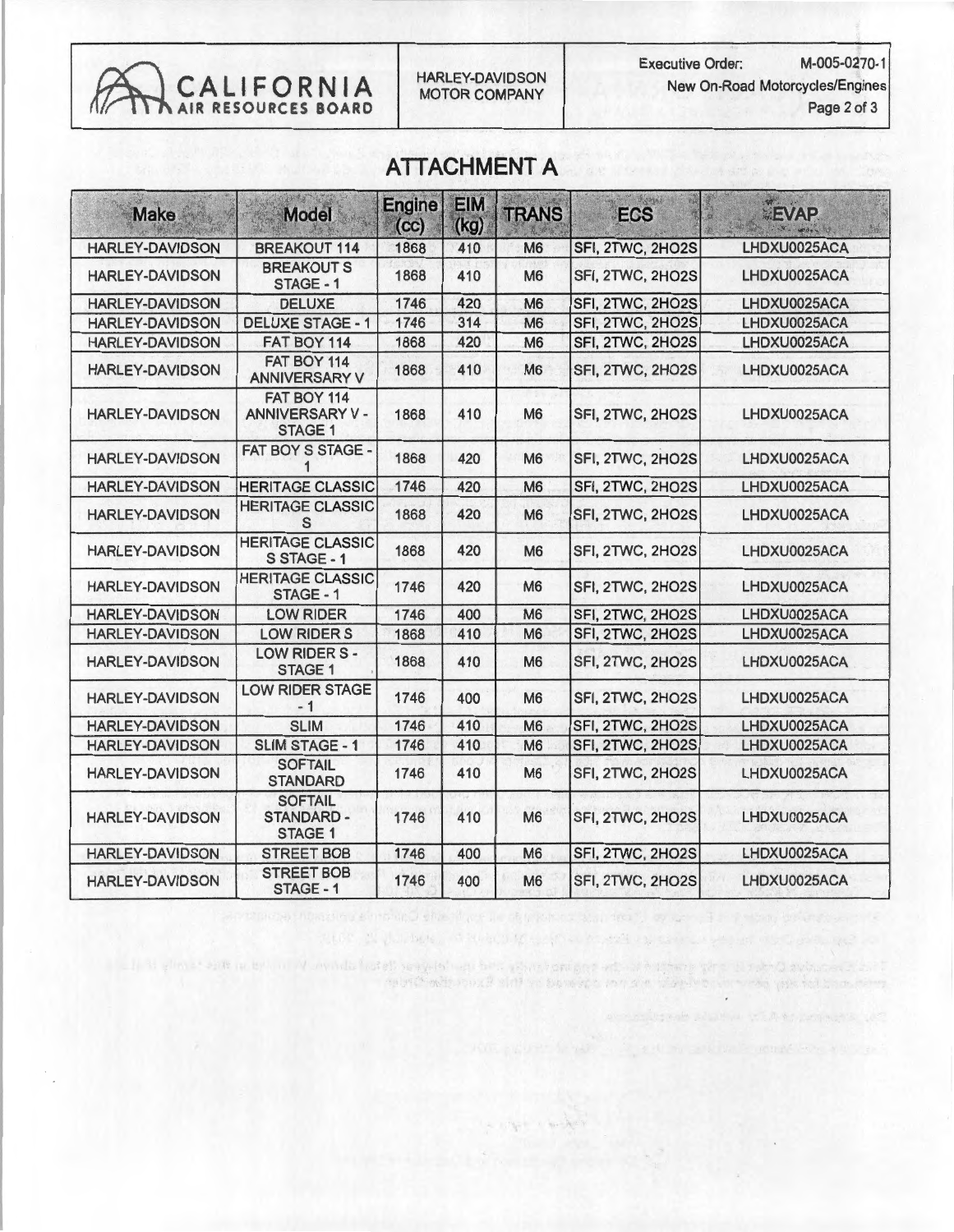## ATTACHMENT A

| Make | Model | Engine (cc) | EIM (kg) | TRANS | ECS | EVAP |
|---|---|---|---|---|---|---|
| HARLEY-DAVIDSON | BREAKOUT 114 | 1868 | 410 | M6 | SFI, 2TWC, 2HO2S | LHDXU0025ACA |
| HARLEY-DAVIDSON | BREAKOUT S STAGE - 1 | 1868 | 410 | M6 | SFI, 2TWC, 2HO2S | LHDXU0025ACA |
| HARLEY-DAVIDSON | DELUXE | 1746 | 420 | M6 | SFI, 2TWC, 2HO2S | LHDXU0025ACA |
| HARLEY-DAVIDSON | DELUXE STAGE - 1 | 1746 | 314 | M6 | SFI, 2TWC, 2HO2S | LHDXU0025ACA |
| HARLEY-DAVIDSON | FAT BOY 114 | 1868 | 420 | M6 | SFI, 2TWC, 2HO2S | LHDXU0025ACA |
| HARLEY-DAVIDSON | FAT BOY 114 ANNIVERSARY V | 1868 | 410 | M6 | SFI, 2TWC, 2HO2S | LHDXU0025ACA |
| HARLEY-DAVIDSON | FAT BOY 114 ANNIVERSARY V - STAGE 1 | 1868 | 410 | M6 | SFI, 2TWC, 2HO2S | LHDXU0025ACA |
| HARLEY-DAVIDSON | FAT BOY S STAGE - 1 | 1868 | 420 | M6 | SFI, 2TWC, 2HO2S | LHDXU0025ACA |
| HARLEY-DAVIDSON | HERITAGE CLASSIC | 1746 | 420 | M6 | SFI, 2TWC, 2HO2S | LHDXU0025ACA |
| HARLEY-DAVIDSON | HERITAGE CLASSIC S | 1868 | 420 | M6 | SFI, 2TWC, 2HO2S | LHDXU0025ACA |
| HARLEY-DAVIDSON | HERITAGE CLASSIC S STAGE - 1 | 1868 | 420 | M6 | SFI, 2TWC, 2HO2S | LHDXU0025ACA |
| HARLEY-DAVIDSON | HERITAGE CLASSIC STAGE - 1 | 1746 | 420 | M6 | SFI, 2TWC, 2HO2S | LHDXU0025ACA |
| HARLEY-DAVIDSON | LOW RIDER | 1746 | 400 | M6 | SFI, 2TWC, 2HO2S | LHDXU0025ACA |
| HARLEY-DAVIDSON | LOW RIDER S | 1868 | 410 | M6 | SFI, 2TWC, 2HO2S | LHDXU0025ACA |
| HARLEY-DAVIDSON | LOW RIDER S - STAGE 1 | 1868 | 410 | M6 | SFI, 2TWC, 2HO2S | LHDXU0025ACA |
| HARLEY-DAVIDSON | LOW RIDER STAGE - 1 | 1746 | 400 | M6 | SFI, 2TWC, 2HO2S | LHDXU0025ACA |
| HARLEY-DAVIDSON | SLIM | 1746 | 410 | M6 | SFI, 2TWC, 2HO2S | LHDXU0025ACA |
| HARLEY-DAVIDSON | SLIM STAGE - 1 | 1746 | 410 | M6 | SFI, 2TWC, 2HO2S | LHDXU0025ACA |
| HARLEY-DAVIDSON | SOFTAIL STANDARD | 1746 | 410 | M6 | SFI, 2TWC, 2HO2S | LHDXU0025ACA |
| HARLEY-DAVIDSON | SOFTAIL STANDARD - STAGE 1 | 1746 | 410 | M6 | SFI, 2TWC, 2HO2S | LHDXU0025ACA |
| HARLEY-DAVIDSON | STREET BOB | 1746 | 400 | M6 | SFI, 2TWC, 2HO2S | LHDXU0025ACA |
| HARLEY-DAVIDSON | STREET BOB STAGE - 1 | 1746 | 400 | M6 | SFI, 2TWC, 2HO2S | LHDXU0025ACA |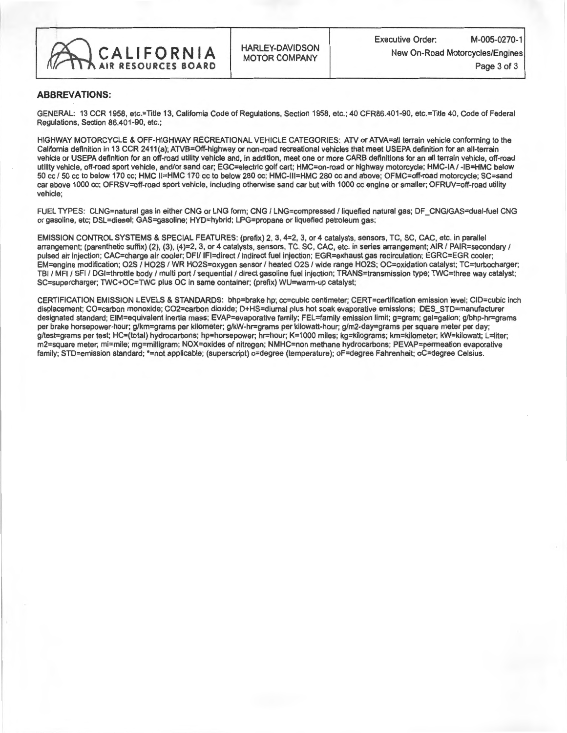## ABBREVATIONS:

GENERAL: 13 CCR 1958, etc.=Title 13, California Code of Regulations, Section 1958, etc.; 40 CFR86.401-90, etc.=Title 40, Code of Federal Regulations, Section 86.401-90, etc.;

HIGHWAY MOTORCYCLE & OFF-HIGHWAY RECREATIONAL VEHICLE CATEGORIES: ATV or ATVA=all terrain vehicle conforming to the California definition in 13 CCR 2411(a); ATVB=Off-highway or non-road recreational vehicles that meet USEPA definition for an all-terrain vehicle or USEPA definition for an off-road utility vehicle and, in addition, meet one or more CARB definitions for an all terrain vehicle, off-road utility vehicle, off-road sport vehicle, and/or sand car; EGC=electric golf cart; HMC=on-road or highway motorcycle; HMC-IA / -IB=HMC below 50 cc / 50 cc to below 170 cc; HMC II=HMC 170 cc to below 280 cc; HMC-III=HMC 280 cc and above; OFMC=off-road motorcycle; SC=sand car above 1000 cc; OFRSV=off-road sport vehicle, including otherwise sand car but with 1000 cc engine or smaller; OFRUV=off-road utility vehicle;

FUEL TYPES: CLNG=natural gas in either CNG or LNG form; CNG / LNG=compressed / liquefied natural gas; DF_CNG/GAS=dual-fuel CNG or gasoline, etc; DSL=diesel; GAS=gasoline; HYD=hybrid; LPG=propane or liquefied petroleum gas;

EMISSION CONTROL SYSTEMS & SPECIAL FEATURES: (prefix) 2, 3, 4=2, 3, or 4 catalysts, sensors, TC, SC, CAC, etc. in parallel arrangement; (parenthetic suffix) (2), (3), (4)=2, 3, or 4 catalysts, sensors, TC, SC, CAC, etc. in series arrangement; AIR / PAIR=secondary / pulsed air injection; CAC=charge air cooler; DFI/ IFI=direct / indirect fuel injection; EGR=exhaust gas recirculation; EGRC=EGR cooler; EM=engine modification; O2S / HO2S / WR HO2S=oxygen sensor / heated O2S / wide range HO2S; OC=oxidation catalyst; TC=turbocharger; TBI / MFI / SFI / DGI=throttle body / multi port / sequential / direct gasoline fuel injection; TRANS=transmission type; TWC=three way catalyst; SC=supercharger; TWC+OC=TWC plus OC in same container; (prefix) WU=warm-up catalyst;

CERTIFICATION EMISSION LEVELS & STANDARDS: bhp=brake hp; cc=cubic centimeter; CERT=certification emission level; CID=cubic inch displacement; CO=carbon monoxide; CO2=carbon dioxide; D+HS=diurnal plus hot soak evaporative emissions; DES_STD=manufacturer designated standard; EIM=equivalent inertia mass; EVAP=evaporative family; FEL=family emission limit; g=gram; gal=gallon; g/bhp-hr=grams per brake horsepower-hour; g/km=grams per kilometer; g/kW-hr=grams per kilowatt-hour; g/m2-day=grams per square meter per day; g/test=grams per test; HC=(total) hydrocarbons; hp=horsepower; hr=hour; K=1000 miles; kg=kilograms; km=kilometer; kW=kilowatt; L=liter; m2=square meter; mi=mile; mg=milligram; NOX=oxides of nitrogen; NMHC=non methane hydrocarbons; PEVAP=permeation evaporative family; STD=emission standard; *=not applicable; (superscript) o=degree (temperature); oF=degree Fahrenheit; oC=degree Celsius.